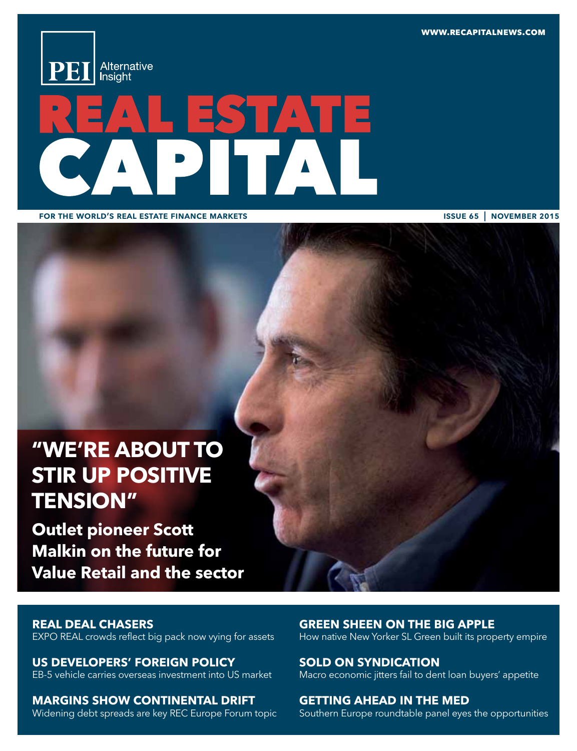WWW.RECAPITALNEWS.COM

PEI Alternative Insight

# REAL ESTATE CAPITAL

FOR THE WORLD'S REAL ESTATE FINANCE MARKETS

ISSUE 65 | NOVEMBER 2015

## "WE'RE ABOUT TO STIR UP POSITIVE TENSION"

**Outlet pioneer Scott Malkin on the future for Value Retail and the sector**

### REAL DEAL CHASERS
EXPO REAL crowds reflect big pack now vying for assets

### US DEVELOPERS' FOREIGN POLICY
EB-5 vehicle carries overseas investment into US market

### MARGINS SHOW CONTINENTAL DRIFT
Widening debt spreads are key REC Europe Forum topic

### GREEN SHEEN ON THE BIG APPLE
How native New Yorker SL Green built its property empire

### SOLD ON SYNDICATION
Macro economic jitters fail to dent loan buyers' appetite

### GETTING AHEAD IN THE MED
Southern Europe roundtable panel eyes the opportunities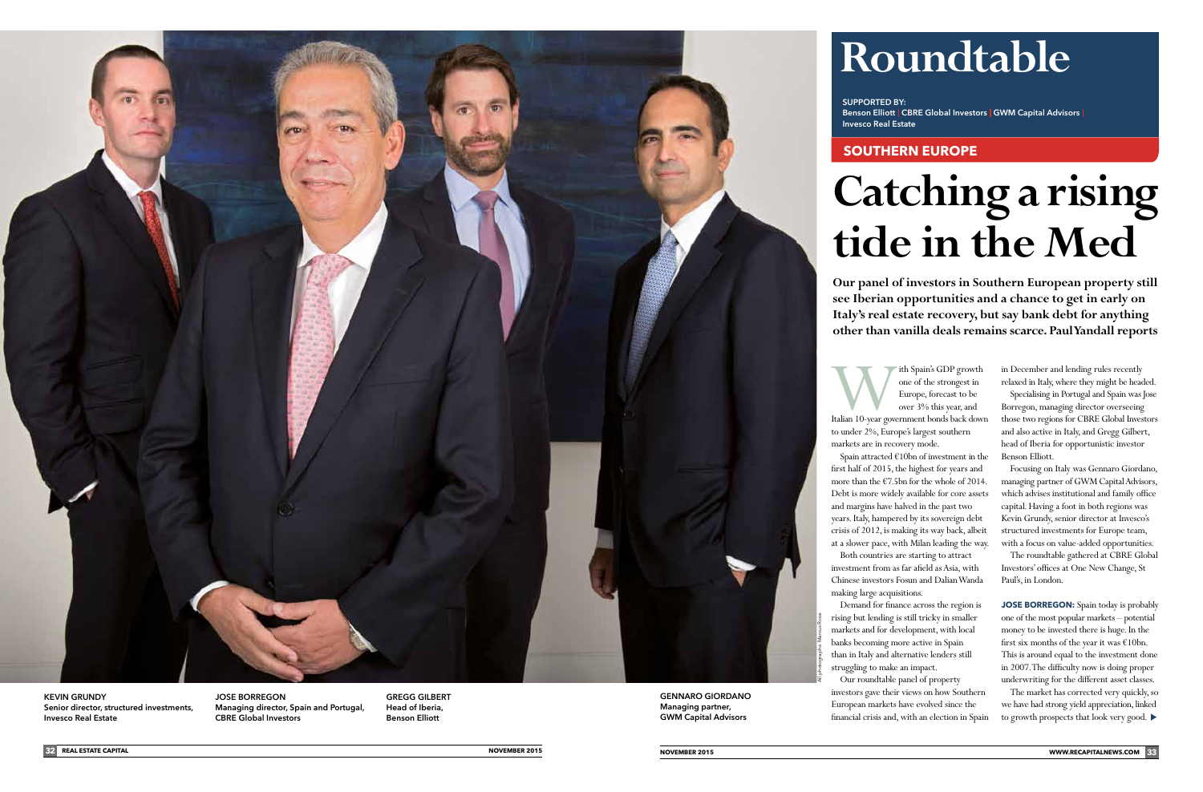# Roundtable

SUPPORTED BY:
Benson Elliott | CBRE Global Investors | GWM Capital Advisors | Invesco Real Estate

## SOUTHERN EUROPE

# Catching a rising tide in the Med

**Our panel of investors in Southern European property still see Iberian opportunities and a chance to get in early on Italy's real estate recovery, but say bank debt for anything other than vanilla deals remains scarce. Paul Yandall reports**

KEVIN GRUNDY
Senior director, structured investments, Invesco Real Estate

JOSE BORREGON
Managing director, Spain and Portugal, CBRE Global Investors

GREGG GILBERT
Head of Iberia, Benson Elliott

GENNARO GIORDANO
Managing partner, GWM Capital Advisors

All photographs: Marcus Rose

With Spain's GDP growth one of the strongest in Europe, forecast to be over 3% this year, and Italian 10-year government bonds back down to under 2%, Europe's largest southern markets are in recovery mode.

Spain attracted €10bn of investment in the first half of 2015, the highest for years and more than the €7.5bn for the whole of 2014. Debt is more widely available for core assets and margins have halved in the past two years. Italy, hampered by its sovereign debt crisis of 2012, is making its way back, albeit at a slower pace, with Milan leading the way.

Both countries are starting to attract investment from as far afield as Asia, with Chinese investors Fosun and Dalian Wanda making large acquisitions.

Demand for finance across the region is rising but lending is still tricky in smaller markets and for development, with local banks becoming more active in Spain than in Italy and alternative lenders still struggling to make an impact.

Our roundtable panel of property investors gave their views on how Southern European markets have evolved since the financial crisis and, with an election in Spain in December and lending rules recently relaxed in Italy, where they might be headed.

Specialising in Portugal and Spain was Jose Borregon, managing director overseeing those two regions for CBRE Global Investors and also active in Italy, and Gregg Gilbert, head of Iberia for opportunistic investor Benson Elliott.

Focusing on Italy was Gennaro Giordano, managing partner of GWM Capital Advisors, which advises institutional and family office capital. Having a foot in both regions was Kevin Grundy, senior director at Invesco's structured investments for Europe team, with a focus on value-added opportunities.

The roundtable gathered at CBRE Global Investors' offices at One New Change, St Paul's, in London.

**JOSE BORREGON:** Spain today is probably one of the most popular markets – potential money to be invested there is huge. In the first six months of the year it was €10bn. This is around equal to the investment done in 2007. The difficulty now is doing proper underwriting for the different asset classes.

The market has corrected very quickly, so we have had strong yield appreciation, linked to growth prospects that look very good. ▶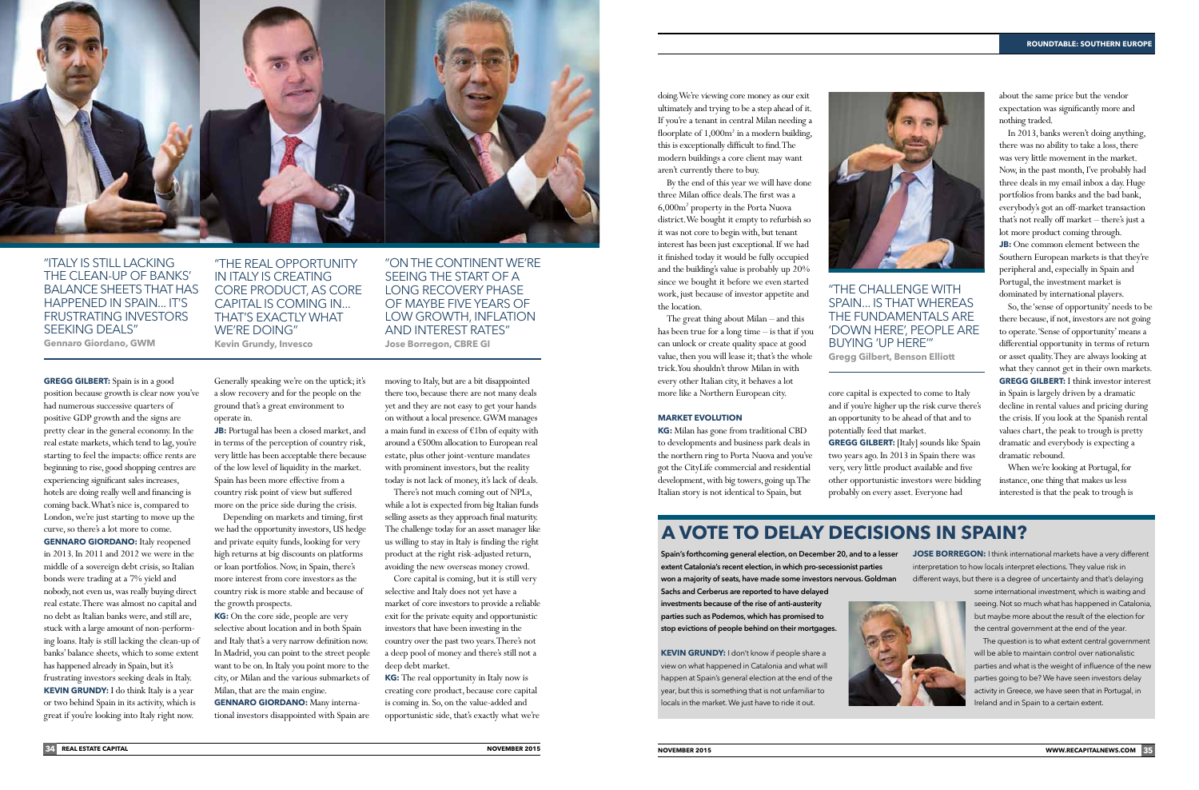"ITALY IS STILL LACKING THE CLEAN-UP OF BANKS' BALANCE SHEETS THAT HAS HAPPENED IN SPAIN... IT'S FRUSTRATING INVESTORS SEEKING DEALS"
**Gennaro Giordano, GWM**

"THE REAL OPPORTUNITY IN ITALY IS CREATING CORE PRODUCT, AS CORE CAPITAL IS COMING IN... THAT'S EXACTLY WHAT WE'RE DOING"
**Kevin Grundy, Invesco**

"ON THE CONTINENT WE'RE SEEING THE START OF A LONG RECOVERY PHASE OF MAYBE FIVE YEARS OF LOW GROWTH, INFLATION AND INTEREST RATES"
**Jose Borregon, CBRE GI**

**GREGG GILBERT:** Spain is in a good position because growth is clear now you've had numerous successive quarters of positive GDP growth and the signs are pretty clear in the general economy. In the real estate markets, which tend to lag, you're starting to feel the impacts: office rents are beginning to rise, good shopping centres are experiencing significant sales increases, hotels are doing really well and financing is coming back. What's nice is, compared to London, we're just starting to move up the curve, so there's a lot more to come.

**GENNARO GIORDANO:** Italy reopened in 2013. In 2011 and 2012 we were in the middle of a sovereign debt crisis, so Italian bonds were trading at a 7% yield and nobody, not even us, was really buying direct real estate. There was almost no capital and no debt as Italian banks were, and still are, stuck with a large amount of non-performing loans. Italy is still lacking the clean-up of banks' balance sheets, which to some extent has happened already in Spain, but it's frustrating investors seeking deals in Italy.

**KEVIN GRUNDY:** I do think Italy is a year or two behind Spain in its activity, which is great if you're looking into Italy right now. Generally speaking we're on the uptick; it's a slow recovery and for the people on the ground that's a great environment to operate in.

**JB:** Portugal has been a closed market, and in terms of the perception of country risk, very little has been acceptable there because of the low level of liquidity in the market. Spain has been more effective from a country risk point of view but suffered more on the price side during the crisis.

Depending on markets and timing, first we had the opportunity investors, US hedge and private equity funds, looking for very high returns at big discounts on platforms or loan portfolios. Now, in Spain, there's more interest from core investors as the country risk is more stable and because of the growth prospects.

**KG:** On the core side, people are very selective about location and in both Spain and Italy that's a very narrow definition now. In Madrid, you can point to the street people want to be on. In Italy you point more to the city, or Milan and the various submarkets of Milan, that are the main engine.

**GENNARO GIORDANO:** Many international investors disappointed with Spain are moving to Italy, but are a bit disappointed there too, because there are not many deals yet and they are not easy to get your hands on without a local presence. GWM manages a main fund in excess of €1bn of equity with around a €500m allocation to European real estate, plus other joint-venture mandates with prominent investors, but the reality today is not lack of money, it's lack of deals.

There's not much coming out of NPLs, while a lot is expected from big Italian funds selling assets as they approach final maturity. The challenge today for an asset manager like us willing to stay in Italy is finding the right product at the right risk-adjusted return, avoiding the new overseas money crowd.

Core capital is coming, but it is still very selective and Italy does not yet have a market of core investors to provide a reliable exit for the private equity and opportunistic investors that have been investing in the country over the past two years. There's not a deep pool of money and there's still not a deep debt market.

**KG:** The real opportunity in Italy now is creating core product, because core capital is coming in. So, on the value-added and opportunistic side, that's exactly what we're doing. We're viewing core money as our exit ultimately and trying to be a step ahead of it. If you're a tenant in central Milan needing a floorplate of 1,000m² in a modern building, this is exceptionally difficult to find. The modern buildings a core client may want aren't currently there to buy.

By the end of this year we will have done three Milan office deals. The first was a 6,000m² property in the Porta Nuova district. We bought it empty to refurbish so it was not core to begin with, but tenant interest has been just exceptional. If we had it finished today it would be fully occupied and the building's value is probably up 20% since we bought it before we even started work, just because of investor appetite and the location.

The great thing about Milan – and this has been true for a long time – is that if you can unlock or create quality space at good value, then you will lease it; that's the whole trick. You shouldn't throw Milan in with every other Italian city, it behaves a lot more like a Northern European city.

### MARKET EVOLUTION

**KG:** Milan has gone from traditional CBD to developments and business park deals in the northern ring to Porta Nuova and you've got the CityLife commercial and residential development, with big towers, going up. The Italian story is not identical to Spain, but core capital is expected to come to Italy and if you're higher up the risk curve there's an opportunity to be ahead of that and to potentially feed that market.

"THE CHALLENGE WITH SPAIN... IS THAT WHEREAS THE FUNDAMENTALS ARE 'DOWN HERE', PEOPLE ARE BUYING 'UP HERE'"
**Gregg Gilbert, Benson Elliott**

**GREGG GILBERT:** [Italy] sounds like Spain two years ago. In 2013 in Spain there was very, very little product available and five other opportunistic investors were bidding probably on every asset. Everyone had about the same price but the vendor expectation was significantly more and nothing traded.

In 2013, banks weren't doing anything, there was no ability to take a loss, there was very little movement in the market. Now, in the past month, I've probably had three deals in my email inbox a day. Huge portfolios from banks and the bad bank, everybody's got an off-market transaction that's not really off market – there's just a lot more product coming through.

**JB:** One common element between the Southern European markets is that they're peripheral and, especially in Spain and Portugal, the investment market is dominated by international players.

So, the 'sense of opportunity' needs to be there because, if not, investors are not going to operate. 'Sense of opportunity' means a differential opportunity in terms of return or asset quality. They are always looking at what they cannot get in their own markets.

**GREGG GILBERT:** I think investor interest in Spain is largely driven by a dramatic decline in rental values and pricing during the crisis. If you look at the Spanish rental values chart, the peak to trough is pretty dramatic and everybody is expecting a dramatic rebound.

When we're looking at Portugal, for instance, one thing that makes us less interested is that the peak to trough is

## A VOTE TO DELAY DECISIONS IN SPAIN?

**Spain's forthcoming general election, on December 20, and to a lesser extent Catalonia's recent election, in which pro-secessionist parties won a majority of seats, have made some investors nervous. Goldman Sachs and Cerberus are reported to have delayed investments because of the rise of anti-austerity parties such as Podemos, which has promised to stop evictions of people behind on their mortgages.**

**KEVIN GRUNDY:** I don't know if people share a view on what happened in Catalonia and what will happen at Spain's general election at the end of the year, but this is something that is not unfamiliar to locals in the market. We just have to ride it out.

**JOSE BORREGON:** I think international markets have a very different interpretation to how locals interpret elections. They value risk in different ways, but there is a degree of uncertainty and that's delaying some international investment, which is waiting and seeing. Not so much what has happened in Catalonia, but maybe more about the result of the election for the central government at the end of the year.

The question is to what extent central government will be able to maintain control over nationalistic parties and what is the weight of influence of the new parties going to be? We have seen investors delay activity in Greece, we have seen that in Portugal, in Ireland and in Spain to a certain extent.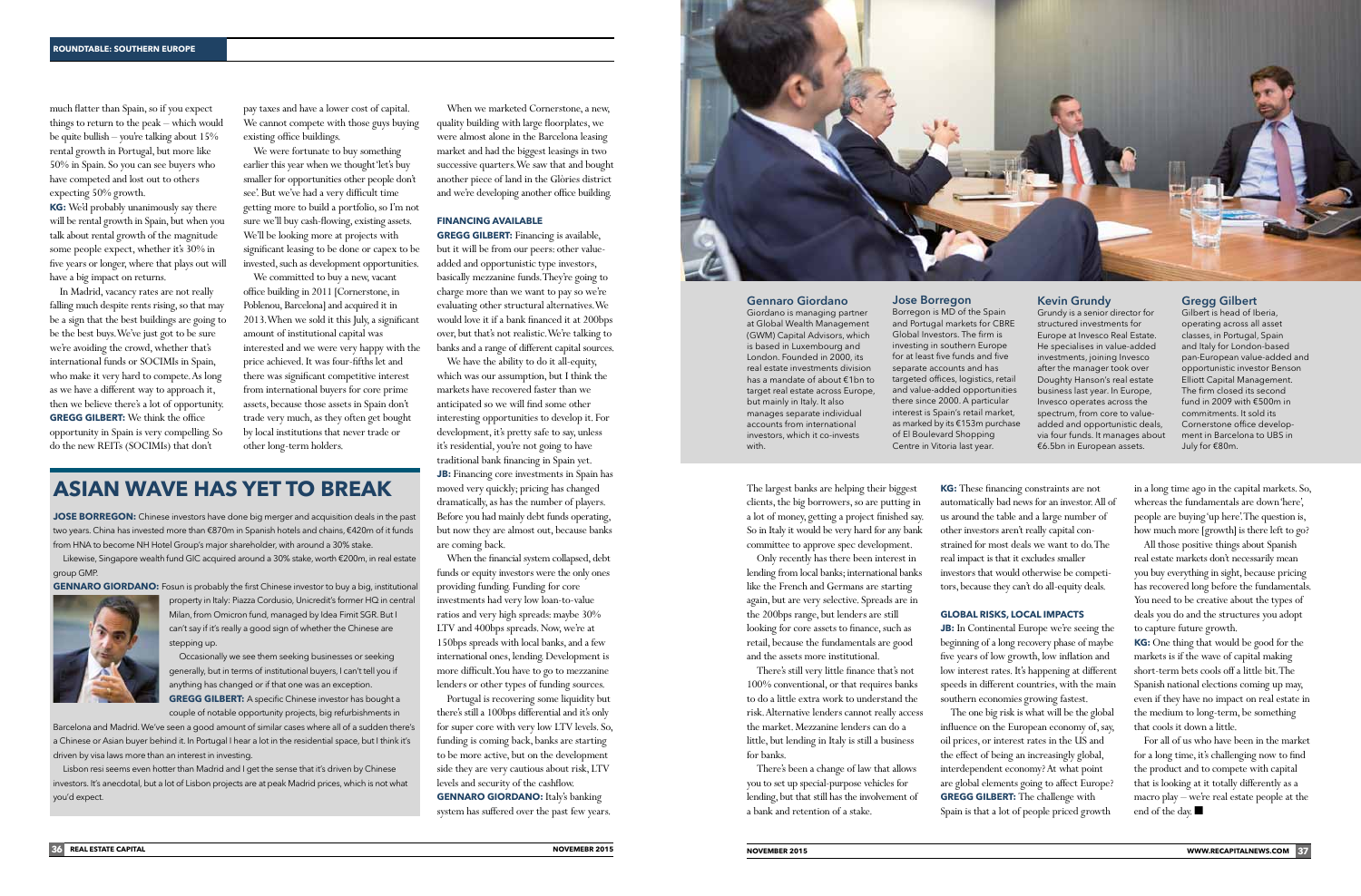much flatter than Spain, so if you expect things to return to the peak – which would be quite bullish – you're talking about 15% rental growth in Portugal, but more like 50% in Spain. So you can see buyers who have competed and lost out to others expecting 50% growth.

**KG:** We'd probably unanimously say there will be rental growth in Spain, but when you talk about rental growth of the magnitude some people expect, whether it's 30% in five years or longer, where that plays out will have a big impact on returns.

In Madrid, vacancy rates are not really falling much despite rents rising, so that may be a sign that the best buildings are going to be the best buys. We've just got to be sure we're avoiding the crowd, whether that's international funds or SOCIMIs in Spain, who make it very hard to compete. As long as we have a different way to approach it, then we believe there's a lot of opportunity.

**GREGG GILBERT:** We think the office opportunity in Spain is very compelling. So do the new REITs (SOCIMIs) that don't pay taxes and have a lower cost of capital. We cannot compete with those guys buying existing office buildings.

We were fortunate to buy something earlier this year when we thought 'let's buy smaller for opportunities other people don't see'. But we've had a very difficult time getting more to build a portfolio, so I'm not sure we'll buy cash-flowing, existing assets. We'll be looking more at projects with significant leasing to be done or capex to be invested, such as development opportunities.

We committed to buy a new, vacant office building in 2011 [Cornerstone, in Poblenou, Barcelona] and acquired it in 2013. When we sold it this July, a significant amount of institutional capital was interested and we were very happy with the price achieved. It was four-fifths let and there was significant competitive interest from international buyers for core prime assets, because those assets in Spain don't trade very much, as they often get bought by local institutions that never trade or other long-term holders.

When we marketed Cornerstone, a new, quality building with large floorplates, we were almost alone in the Barcelona leasing market and had the biggest leasings in two successive quarters. We saw that and bought another piece of land in the Glòries district and we're developing another office building.

## ASIAN WAVE HAS YET TO BREAK

**JOSE BORREGON:** Chinese investors have done big merger and acquisition deals in the past two years. China has invested more than €870m in Spanish hotels and chains, €420m of it funds from HNA to become NH Hotel Group's major shareholder, with around a 30% stake.

Likewise, Singapore wealth fund GIC acquired around a 30% stake, worth €200m, in real estate group GMP.

**GENNARO GIORDANO:** Fosun is probably the first Chinese investor to buy a big, institutional property in Italy: Piazza Cordusio, Unicredit's former HQ in central Milan, from Omicron fund, managed by Idea Fimit SGR. But I can't say if it's really a good sign of whether the Chinese are stepping up.

Occasionally we see them seeking businesses or seeking generally, but in terms of institutional buyers, I can't tell you if anything has changed or if that one was an exception.

**GREGG GILBERT:** A specific Chinese investor has bought a couple of notable opportunity projects, big refurbishments in Barcelona and Madrid. We've seen a good amount of similar cases where all of a sudden there's a Chinese or Asian buyer behind it. In Portugal I hear a lot in the residential space, but I think it's driven by visa laws more than an interest in investing.

Lisbon resi seems even hotter than Madrid and I get the sense that it's driven by Chinese investors. It's anecdotal, but a lot of Lisbon projects are at peak Madrid prices, which is not what you'd expect.

### FINANCING AVAILABLE

**GREGG GILBERT:** Financing is available, but it will be from our peers: other value-added and opportunistic type investors, basically mezzanine funds. They're going to charge more than we want to pay so we're evaluating other structural alternatives. We would love it if a bank financed it at 200bps over, but that's not realistic. We're talking to banks and a range of different capital sources.

We have the ability to do it all-equity, which was our assumption, but I think the markets have recovered faster than we anticipated so we will find some other interesting opportunities to develop it. For development, it's pretty safe to say, unless it's residential, you're not going to have traditional bank financing in Spain yet.

**JB:** Financing core investments in Spain has moved very quickly; pricing has changed dramatically, as has the number of players. Before you had mainly debt funds operating, but now they are almost out, because banks are coming back.

When the financial system collapsed, debt funds or equity investors were the only ones providing funding. Funding for core investments had very low loan-to-value ratios and very high spreads: maybe 30% LTV and 400bps spreads. Now, we're at 150bps spreads with local banks, and a few international ones, lending. Development is more difficult. You have to go to mezzanine lenders or other types of funding sources.

Portugal is recovering some liquidity but there's still a 100bps differential and it's only for super core with very low LTV levels. So, funding is coming back, banks are starting to be more active, but on the development side they are very cautious about risk, LTV levels and security of the cashflow.

**GENNARO GIORDANO:** Italy's banking system has suffered over the past few years. The largest banks are helping their biggest clients, the big borrowers, so are putting in a lot of money, getting a project finished say. So in Italy it would be very hard for any bank committee to approve spec development.

Only recently has there been interest in lending from local banks; international banks like the French and Germans are starting again, but are very selective. Spreads are in the 200bps range, but lenders are still looking for core assets to finance, such as retail, because the fundamentals are good and the assets more institutional.

There's still very little finance that's not 100% conventional, or that requires banks to do a little extra work to understand the risk. Alternative lenders cannot really access the market. Mezzanine lenders can do a little, but lending in Italy is still a business for banks.

There's been a change of law that allows you to set up special-purpose vehicles for lending, but that still has the involvement of a bank and retention of a stake.

**KG:** These financing constraints are not automatically bad news for an investor. All of us around the table and a large number of other investors aren't really capital constrained for most deals we want to do. The real impact is that it excludes smaller investors that would otherwise be competitors, because they can't do all-equity deals.

### GLOBAL RISKS, LOCAL IMPACTS

**JB:** In Continental Europe we're seeing the beginning of a long recovery phase of maybe five years of low growth, low inflation and low interest rates. It's happening at different speeds in different countries, with the main southern economies growing fastest.

The one big risk is what will be the global influence on the European economy of, say, oil prices, or interest rates in the US and the effect of being an increasingly global, interdependent economy? At what point are global elements going to affect Europe?

**GREGG GILBERT:** The challenge with Spain is that a lot of people priced growth in a long time ago in the capital markets. So, whereas the fundamentals are down 'here', people are buying 'up here'. The question is, how much more [growth] is there left to go?

All those positive things about Spanish real estate markets don't necessarily mean you buy everything in sight, because pricing has recovered long before the fundamentals. You need to be creative about the types of deals you do and the structures you adopt to capture future growth.

**KG:** One thing that would be good for the markets is if the wave of capital making short-term bets cools off a little bit. The Spanish national elections coming up may, even if they have no impact on real estate in the medium to long-term, be something that cools it down a little.

For all of us who have been in the market for a long time, it's challenging now to find the product and to compete with capital that is looking at it totally differently as a macro play – we're real estate people at the end of the day. ■

**Gennaro Giordano**
Giordano is managing partner at Global Wealth Management (GWM) Capital Advisors, which is based in Luxembourg and London. Founded in 2000, its real estate investments division has a mandate of about €1bn to target real estate across Europe, but mainly in Italy. It also manages separate individual accounts from international investors, which it co-invests with.

**Jose Borregon**
Borregon is MD of the Spain and Portugal markets for CBRE Global Investors. The firm is investing in southern Europe for at least five funds and five separate accounts and has targeted offices, logistics, retail and value-added opportunities there since 2000. A particular interest is Spain's retail market, as marked by its €153m purchase of El Boulevard Shopping Centre in Vitoria last year.

**Kevin Grundy**
Grundy is a senior director for structured investments for Europe at Invesco Real Estate. He specialises in value-added investments, joining Invesco after the manager took over Doughty Hanson's real estate business last year. In Europe, Invesco operates across the spectrum, from core to value-added and opportunistic deals, via four funds. It manages about €6.5bn in European assets.

**Gregg Gilbert**
Gilbert is head of Iberia, operating across all asset classes, in Portugal, Spain and Italy for London-based pan-European value-added and opportunistic investor Benson Elliott Capital Management. The firm closed its second fund in 2009 with €500m in commitments. It sold its Cornerstone office development in Barcelona to UBS in July for €80m.